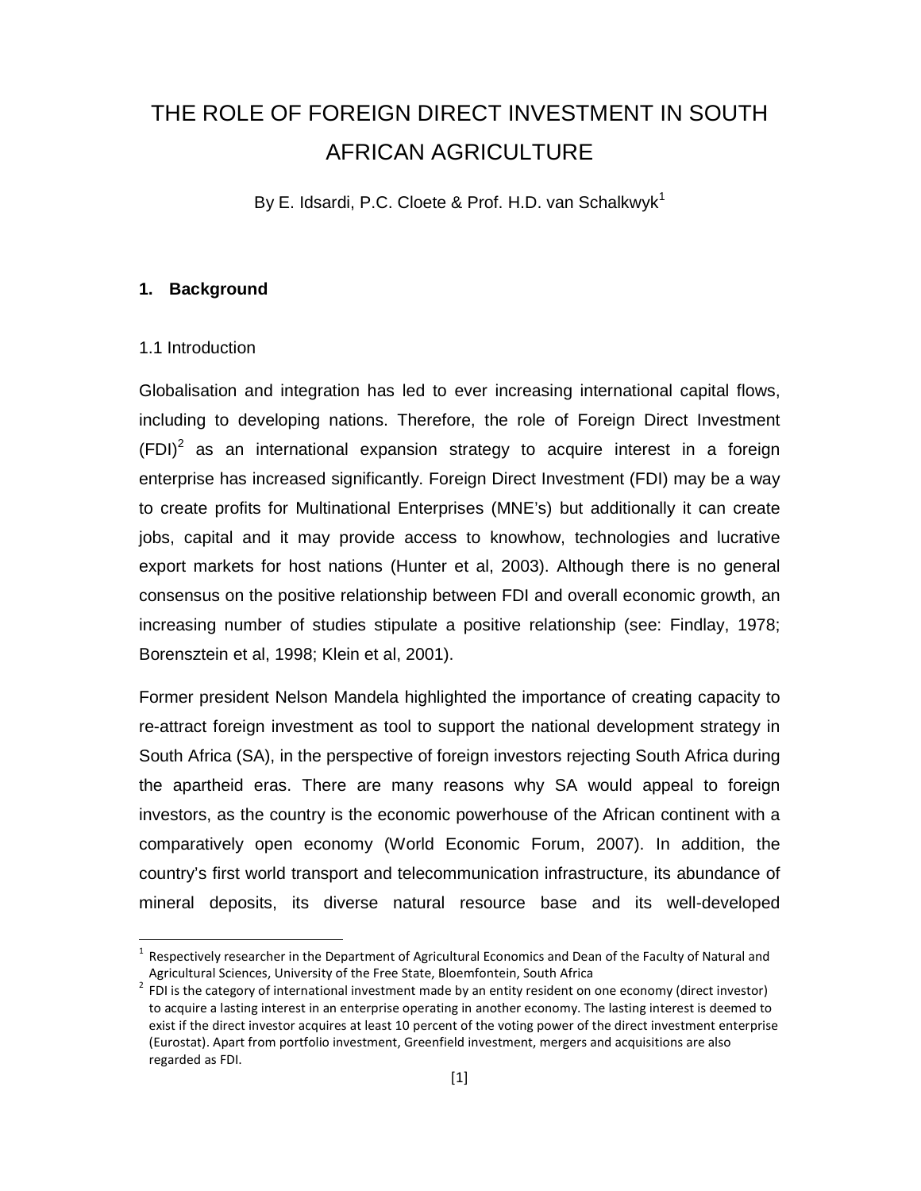# THE ROLE OF FOREIGN DIRECT INVESTMENT IN SOUTH AFRICAN AGRICULTURE

By E. Idsardi, P.C. Cloete & Prof. H.D. van Schalkwyk[1]

## 1. Background

### 1.1 Introduction

Globalisation and integration has led to ever increasing international capital flows, including to developing nations. Therefore, the role of Foreign Direct Investment (FDI)[2] as an international expansion strategy to acquire interest in a foreign enterprise has increased significantly. Foreign Direct Investment (FDI) may be a way to create profits for Multinational Enterprises (MNE's) but additionally it can create jobs, capital and it may provide access to knowhow, technologies and lucrative export markets for host nations (Hunter et al, 2003). Although there is no general consensus on the positive relationship between FDI and overall economic growth, an increasing number of studies stipulate a positive relationship (see: Findlay, 1978; Borensztein et al, 1998; Klein et al, 2001).

Former president Nelson Mandela highlighted the importance of creating capacity to re-attract foreign investment as tool to support the national development strategy in South Africa (SA), in the perspective of foreign investors rejecting South Africa during the apartheid eras. There are many reasons why SA would appeal to foreign investors, as the country is the economic powerhouse of the African continent with a comparatively open economy (World Economic Forum, 2007). In addition, the country's first world transport and telecommunication infrastructure, its abundance of mineral deposits, its diverse natural resource base and its well-developed

[1] Respectively researcher in the Department of Agricultural Economics and Dean of the Faculty of Natural and Agricultural Sciences, University of the Free State, Bloemfontein, South Africa

[2] FDI is the category of international investment made by an entity resident on one economy (direct investor) to acquire a lasting interest in an enterprise operating in another economy. The lasting interest is deemed to exist if the direct investor acquires at least 10 percent of the voting power of the direct investment enterprise (Eurostat). Apart from portfolio investment, Greenfield investment, mergers and acquisitions are also regarded as FDI.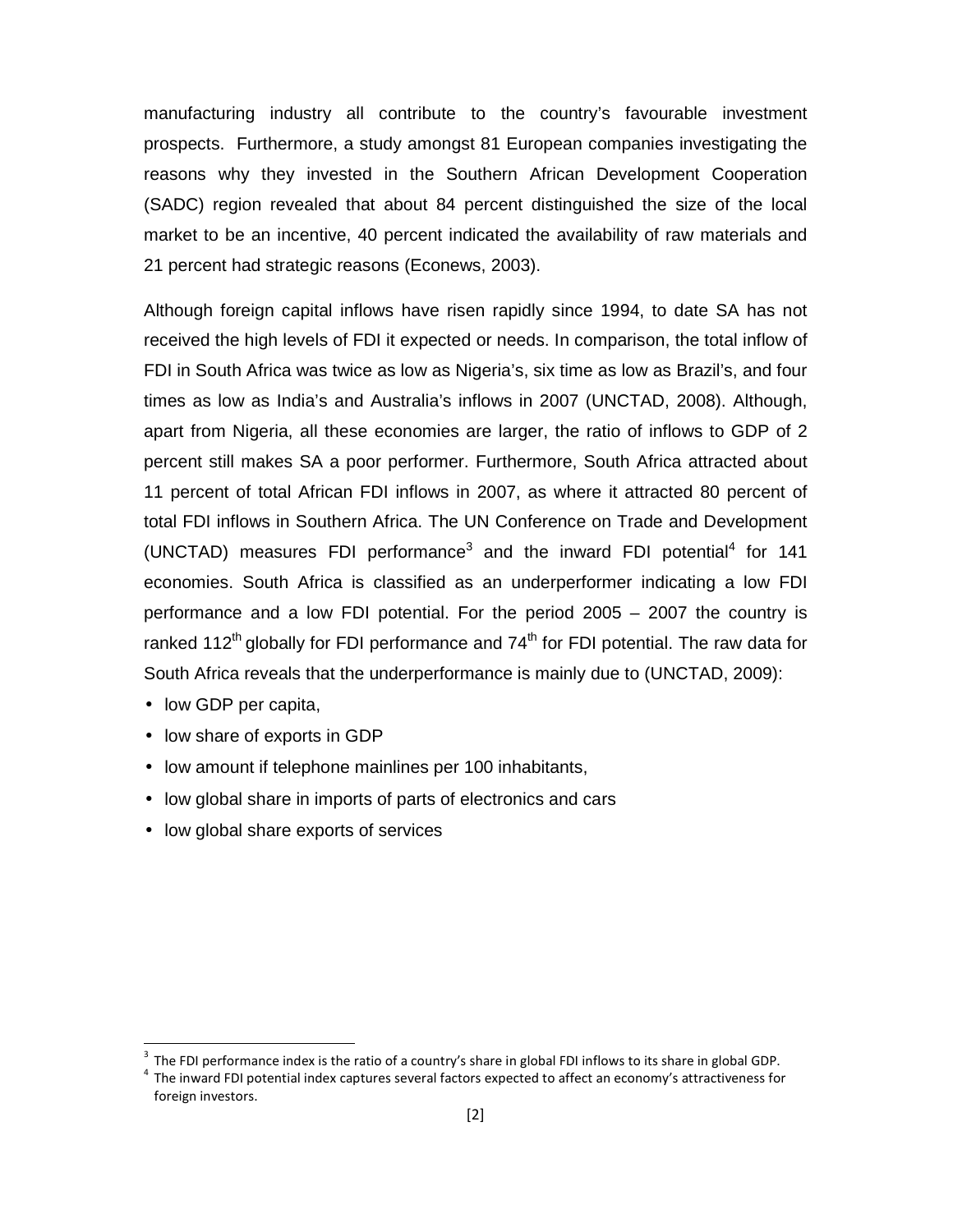manufacturing industry all contribute to the country's favourable investment prospects. Furthermore, a study amongst 81 European companies investigating the reasons why they invested in the Southern African Development Cooperation (SADC) region revealed that about 84 percent distinguished the size of the local market to be an incentive, 40 percent indicated the availability of raw materials and 21 percent had strategic reasons (Econews, 2003).

Although foreign capital inflows have risen rapidly since 1994, to date SA has not received the high levels of FDI it expected or needs. In comparison, the total inflow of FDI in South Africa was twice as low as Nigeria's, six time as low as Brazil's, and four times as low as India's and Australia's inflows in 2007 (UNCTAD, 2008). Although, apart from Nigeria, all these economies are larger, the ratio of inflows to GDP of 2 percent still makes SA a poor performer. Furthermore, South Africa attracted about 11 percent of total African FDI inflows in 2007, as where it attracted 80 percent of total FDI inflows in Southern Africa. The UN Conference on Trade and Development (UNCTAD) measures FDI performance[3] and the inward FDI potential[4] for 141 economies. South Africa is classified as an underperformer indicating a low FDI performance and a low FDI potential. For the period 2005 – 2007 the country is ranked 112th globally for FDI performance and 74th for FDI potential. The raw data for South Africa reveals that the underperformance is mainly due to (UNCTAD, 2009):

- low GDP per capita,
- low share of exports in GDP
- low amount if telephone mainlines per 100 inhabitants,
- low global share in imports of parts of electronics and cars
- low global share exports of services

[3] The FDI performance index is the ratio of a country's share in global FDI inflows to its share in global GDP.

[4] The inward FDI potential index captures several factors expected to affect an economy's attractiveness for foreign investors.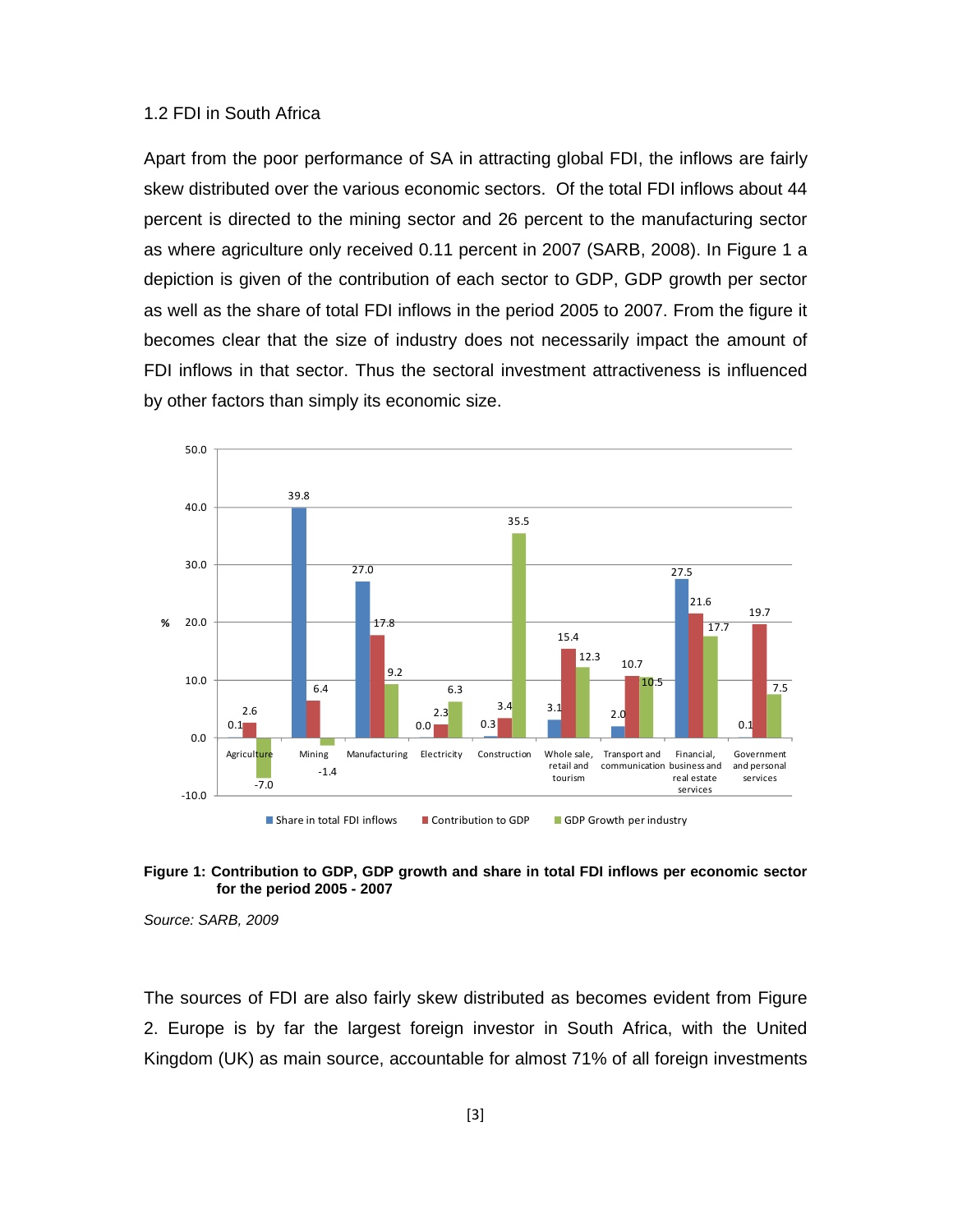## 1.2 FDI in South Africa

Apart from the poor performance of SA in attracting global FDI, the inflows are fairly skew distributed over the various economic sectors. Of the total FDI inflows about 44 percent is directed to the mining sector and 26 percent to the manufacturing sector as where agriculture only received 0.11 percent in 2007 (SARB, 2008). In Figure 1 a depiction is given of the contribution of each sector to GDP, GDP growth per sector as well as the share of total FDI inflows in the period 2005 to 2007. From the figure it becomes clear that the size of industry does not necessarily impact the amount of FDI inflows in that sector. Thus the sectoral investment attractiveness is influenced by other factors than simply its economic size.

| Sector | Share in total FDI inflows | Contribution to GDP | GDP Growth per industry |
|---|---|---|---|
| Agriculture | 0.1 | 2.6 | -7.0 |
| Mining | 39.8 | 6.4 | -1.4 |
| Manufacturing | 27.0 | 17.8 | 9.2 |
| Electricity | 0.0 | 2.3 | 6.3 |
| Construction | 0.3 | 3.4 | 35.5 |
| Whole sale, retail and tourism | 3.1 | 15.4 | 12.3 |
| Transport and communication | 2.0 | 10.7 | 10.5 |
| Financial, business and real estate services | 27.5 | 21.6 | 17.7 |
| Government and personal services | 0.1 | 19.7 | 7.5 |

**Figure 1: Contribution to GDP, GDP growth and share in total FDI inflows per economic sector for the period 2005 - 2007**

*Source: SARB, 2009*

The sources of FDI are also fairly skew distributed as becomes evident from Figure 2. Europe is by far the largest foreign investor in South Africa, with the United Kingdom (UK) as main source, accountable for almost 71% of all foreign investments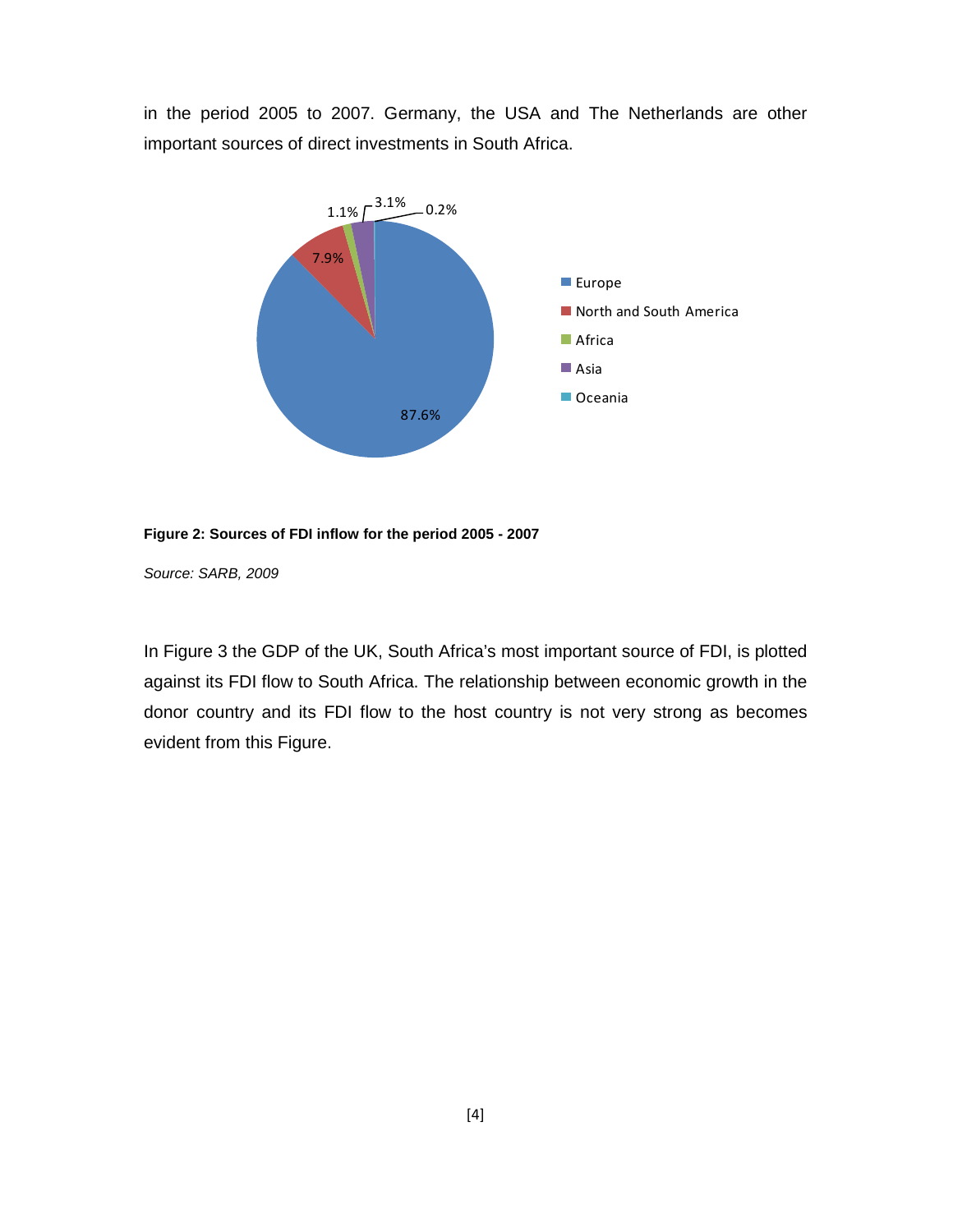in the period 2005 to 2007. Germany, the USA and The Netherlands are other important sources of direct investments in South Africa.

**Figure 2: Sources of FDI inflow for the period 2005 - 2007**

*Source: SARB, 2009*

In Figure 3 the GDP of the UK, South Africa's most important source of FDI, is plotted against its FDI flow to South Africa. The relationship between economic growth in the donor country and its FDI flow to the host country is not very strong as becomes evident from this Figure.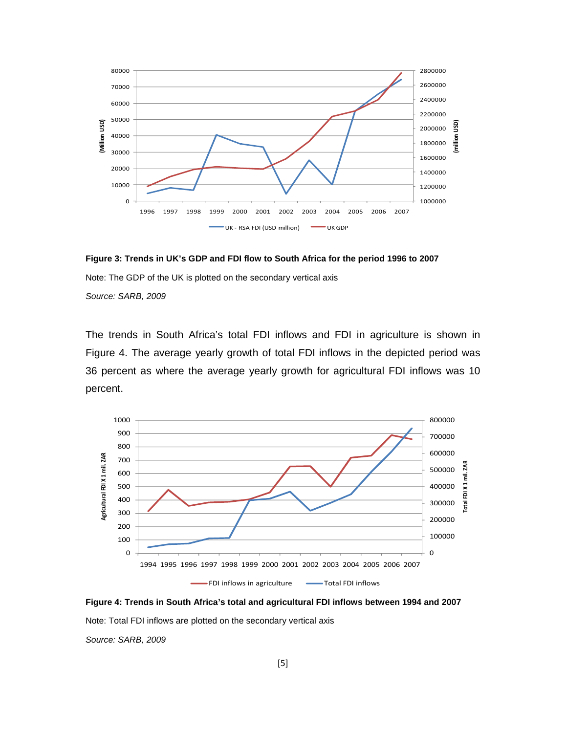**Figure 3: Trends in UK's GDP and FDI flow to South Africa for the period 1996 to 2007**

Note: The GDP of the UK is plotted on the secondary vertical axis

*Source: SARB, 2009*

The trends in South Africa's total FDI inflows and FDI in agriculture is shown in Figure 4. The average yearly growth of total FDI inflows in the depicted period was 36 percent as where the average yearly growth for agricultural FDI inflows was 10 percent.

**Figure 4: Trends in South Africa's total and agricultural FDI inflows between 1994 and 2007**

Note: Total FDI inflows are plotted on the secondary vertical axis

*Source: SARB, 2009*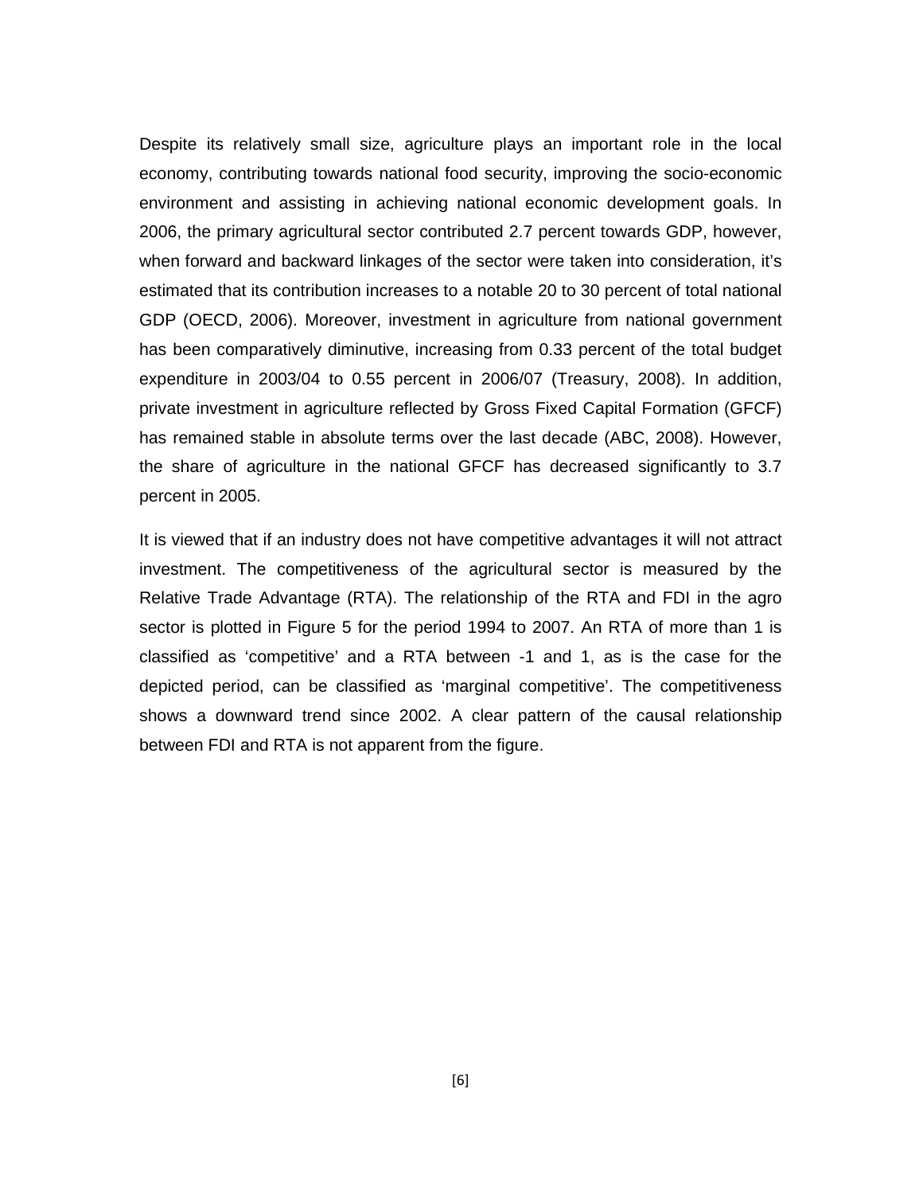Despite its relatively small size, agriculture plays an important role in the local economy, contributing towards national food security, improving the socio-economic environment and assisting in achieving national economic development goals. In 2006, the primary agricultural sector contributed 2.7 percent towards GDP, however, when forward and backward linkages of the sector were taken into consideration, it's estimated that its contribution increases to a notable 20 to 30 percent of total national GDP (OECD, 2006). Moreover, investment in agriculture from national government has been comparatively diminutive, increasing from 0.33 percent of the total budget expenditure in 2003/04 to 0.55 percent in 2006/07 (Treasury, 2008). In addition, private investment in agriculture reflected by Gross Fixed Capital Formation (GFCF) has remained stable in absolute terms over the last decade (ABC, 2008). However, the share of agriculture in the national GFCF has decreased significantly to 3.7 percent in 2005.

It is viewed that if an industry does not have competitive advantages it will not attract investment. The competitiveness of the agricultural sector is measured by the Relative Trade Advantage (RTA). The relationship of the RTA and FDI in the agro sector is plotted in Figure 5 for the period 1994 to 2007. An RTA of more than 1 is classified as 'competitive' and a RTA between -1 and 1, as is the case for the depicted period, can be classified as 'marginal competitive'. The competitiveness shows a downward trend since 2002. A clear pattern of the causal relationship between FDI and RTA is not apparent from the figure.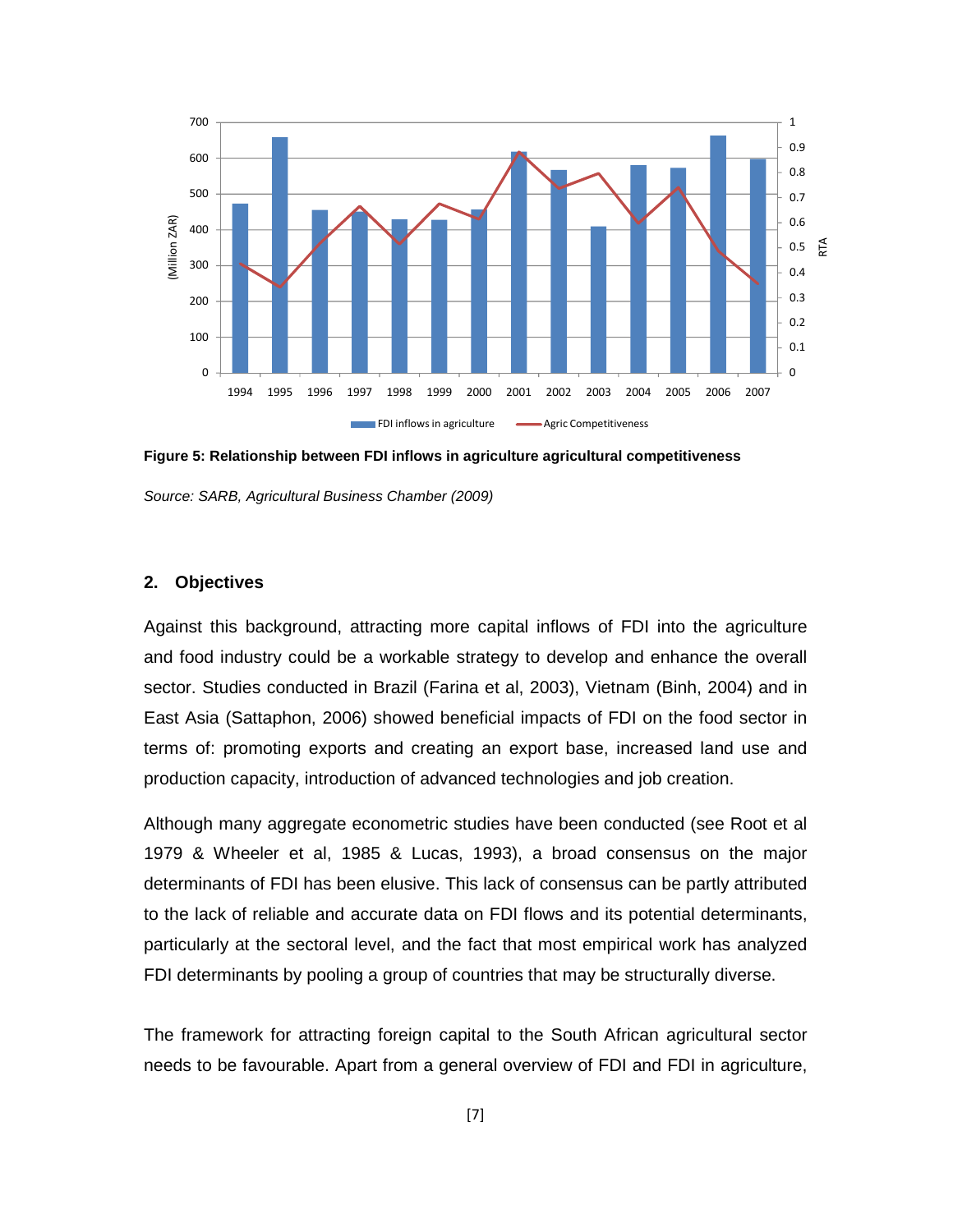**Figure 5: Relationship between FDI inflows in agriculture agricultural competitiveness**

*Source: SARB, Agricultural Business Chamber (2009)*

## 2. Objectives

Against this background, attracting more capital inflows of FDI into the agriculture and food industry could be a workable strategy to develop and enhance the overall sector. Studies conducted in Brazil (Farina et al, 2003), Vietnam (Binh, 2004) and in East Asia (Sattaphon, 2006) showed beneficial impacts of FDI on the food sector in terms of: promoting exports and creating an export base, increased land use and production capacity, introduction of advanced technologies and job creation.

Although many aggregate econometric studies have been conducted (see Root et al 1979 & Wheeler et al, 1985 & Lucas, 1993), a broad consensus on the major determinants of FDI has been elusive. This lack of consensus can be partly attributed to the lack of reliable and accurate data on FDI flows and its potential determinants, particularly at the sectoral level, and the fact that most empirical work has analyzed FDI determinants by pooling a group of countries that may be structurally diverse.

The framework for attracting foreign capital to the South African agricultural sector needs to be favourable. Apart from a general overview of FDI and FDI in agriculture,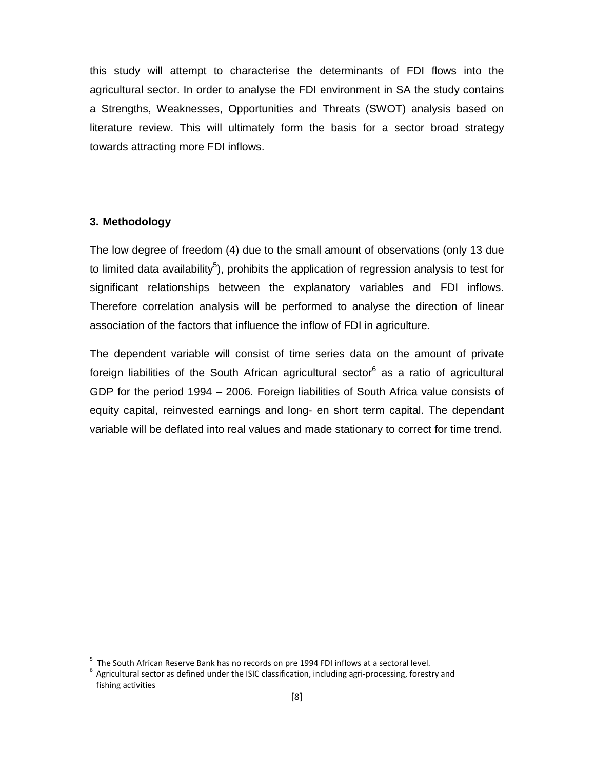this study will attempt to characterise the determinants of FDI flows into the agricultural sector. In order to analyse the FDI environment in SA the study contains a Strengths, Weaknesses, Opportunities and Threats (SWOT) analysis based on literature review. This will ultimately form the basis for a sector broad strategy towards attracting more FDI inflows.

## 3. Methodology

The low degree of freedom (4) due to the small amount of observations (only 13 due to limited data availability[5]), prohibits the application of regression analysis to test for significant relationships between the explanatory variables and FDI inflows. Therefore correlation analysis will be performed to analyse the direction of linear association of the factors that influence the inflow of FDI in agriculture.

The dependent variable will consist of time series data on the amount of private foreign liabilities of the South African agricultural sector[6] as a ratio of agricultural GDP for the period 1994 – 2006. Foreign liabilities of South Africa value consists of equity capital, reinvested earnings and long- en short term capital. The dependant variable will be deflated into real values and made stationary to correct for time trend.

---

[5] The South African Reserve Bank has no records on pre 1994 FDI inflows at a sectoral level.

[6] Agricultural sector as defined under the ISIC classification, including agri-processing, forestry and fishing activities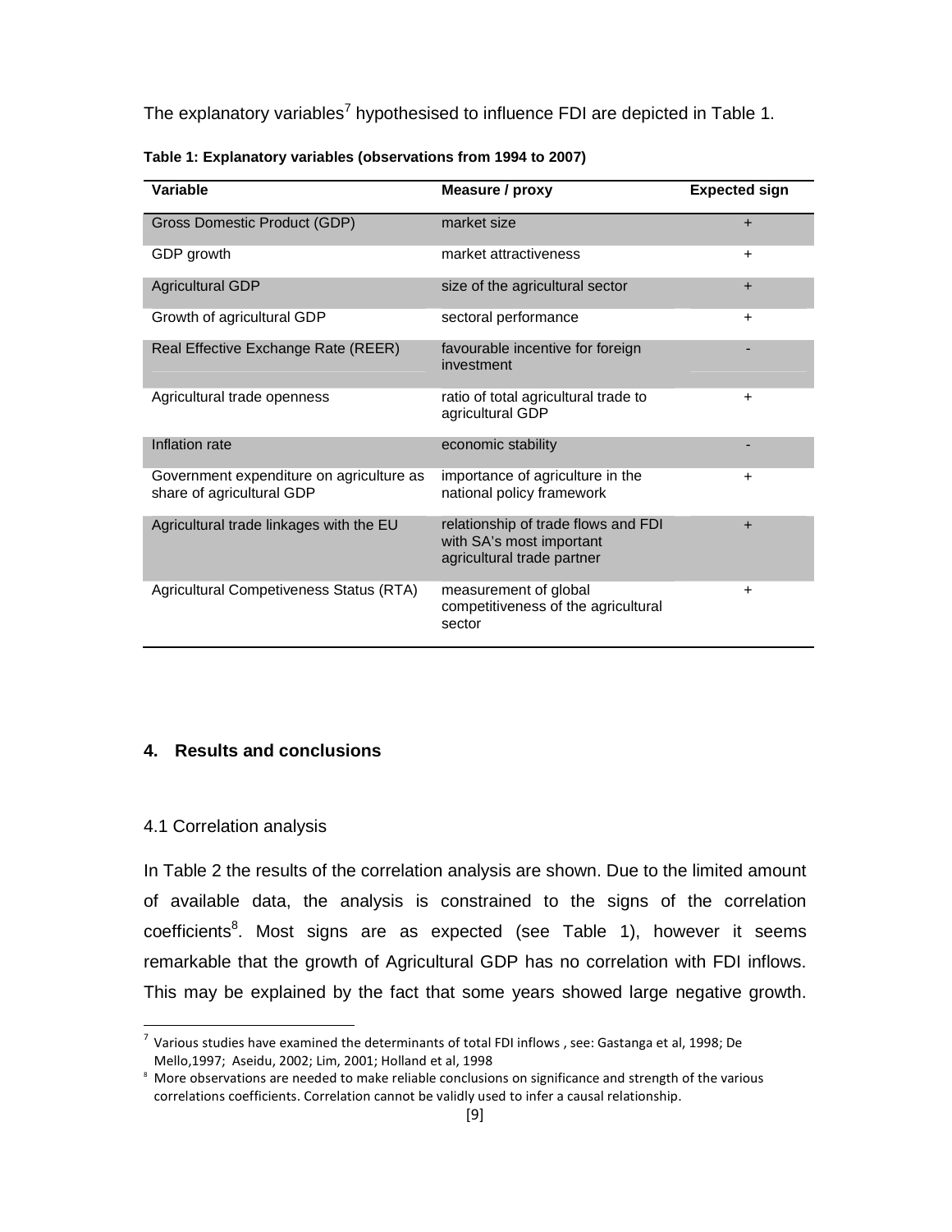The explanatory variables[7] hypothesised to influence FDI are depicted in Table 1.

**Table 1: Explanatory variables (observations from 1994 to 2007)**

| Variable | Measure / proxy | Expected sign |
|---|---|---|
| Gross Domestic Product (GDP) | market size | + |
| GDP growth | market attractiveness | + |
| Agricultural GDP | size of the agricultural sector | + |
| Growth of agricultural GDP | sectoral performance | + |
| Real Effective Exchange Rate (REER) | favourable incentive for foreign investment | - |
| Agricultural trade openness | ratio of total agricultural trade to agricultural GDP | + |
| Inflation rate | economic stability | - |
| Government expenditure on agriculture as share of agricultural GDP | importance of agriculture in the national policy framework | + |
| Agricultural trade linkages with the EU | relationship of trade flows and FDI with SA's most important agricultural trade partner | + |
| Agricultural Competiveness Status (RTA) | measurement of global competitiveness of the agricultural sector | + |

## 4. Results and conclusions

### 4.1 Correlation analysis

In Table 2 the results of the correlation analysis are shown. Due to the limited amount of available data, the analysis is constrained to the signs of the correlation coefficients[8]. Most signs are as expected (see Table 1), however it seems remarkable that the growth of Agricultural GDP has no correlation with FDI inflows. This may be explained by the fact that some years showed large negative growth.

---

[7] Various studies have examined the determinants of total FDI inflows , see: Gastanga et al, 1998; De Mello,1997; Aseidu, 2002; Lim, 2001; Holland et al, 1998

[8] More observations are needed to make reliable conclusions on significance and strength of the various correlations coefficients. Correlation cannot be validly used to infer a causal relationship.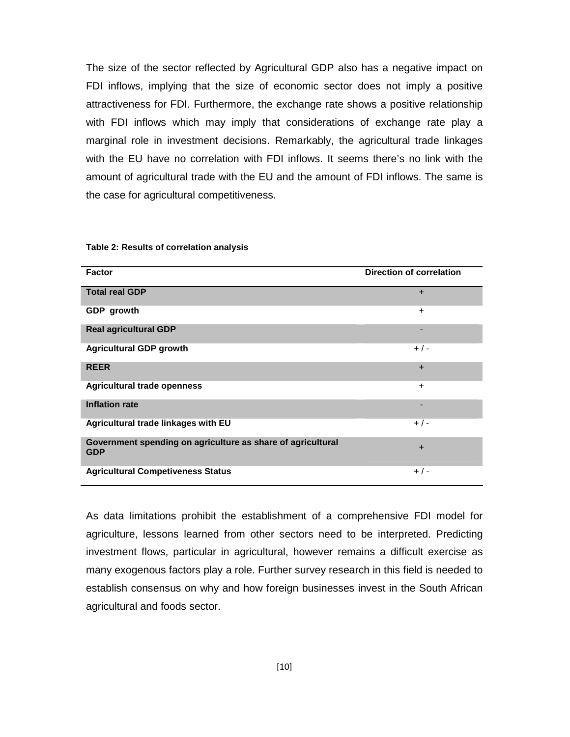The size of the sector reflected by Agricultural GDP also has a negative impact on FDI inflows, implying that the size of economic sector does not imply a positive attractiveness for FDI. Furthermore, the exchange rate shows a positive relationship with FDI inflows which may imply that considerations of exchange rate play a marginal role in investment decisions. Remarkably, the agricultural trade linkages with the EU have no correlation with FDI inflows. It seems there's no link with the amount of agricultural trade with the EU and the amount of FDI inflows. The same is the case for agricultural competitiveness.

**Table 2: Results of correlation analysis**

| Factor | Direction of correlation |
|---|---|
| **Total real GDP** | + |
| **GDP growth** | + |
| **Real agricultural GDP** | - |
| **Agricultural GDP growth** | + / - |
| **REER** | + |
| **Agricultural trade openness** | + |
| **Inflation rate** | - |
| **Agricultural trade linkages with EU** | + / - |
| **Government spending on agriculture as share of agricultural GDP** | + |
| **Agricultural Competiveness Status** | + / - |

As data limitations prohibit the establishment of a comprehensive FDI model for agriculture, lessons learned from other sectors need to be interpreted. Predicting investment flows, particular in agricultural, however remains a difficult exercise as many exogenous factors play a role. Further survey research in this field is needed to establish consensus on why and how foreign businesses invest in the South African agricultural and foods sector.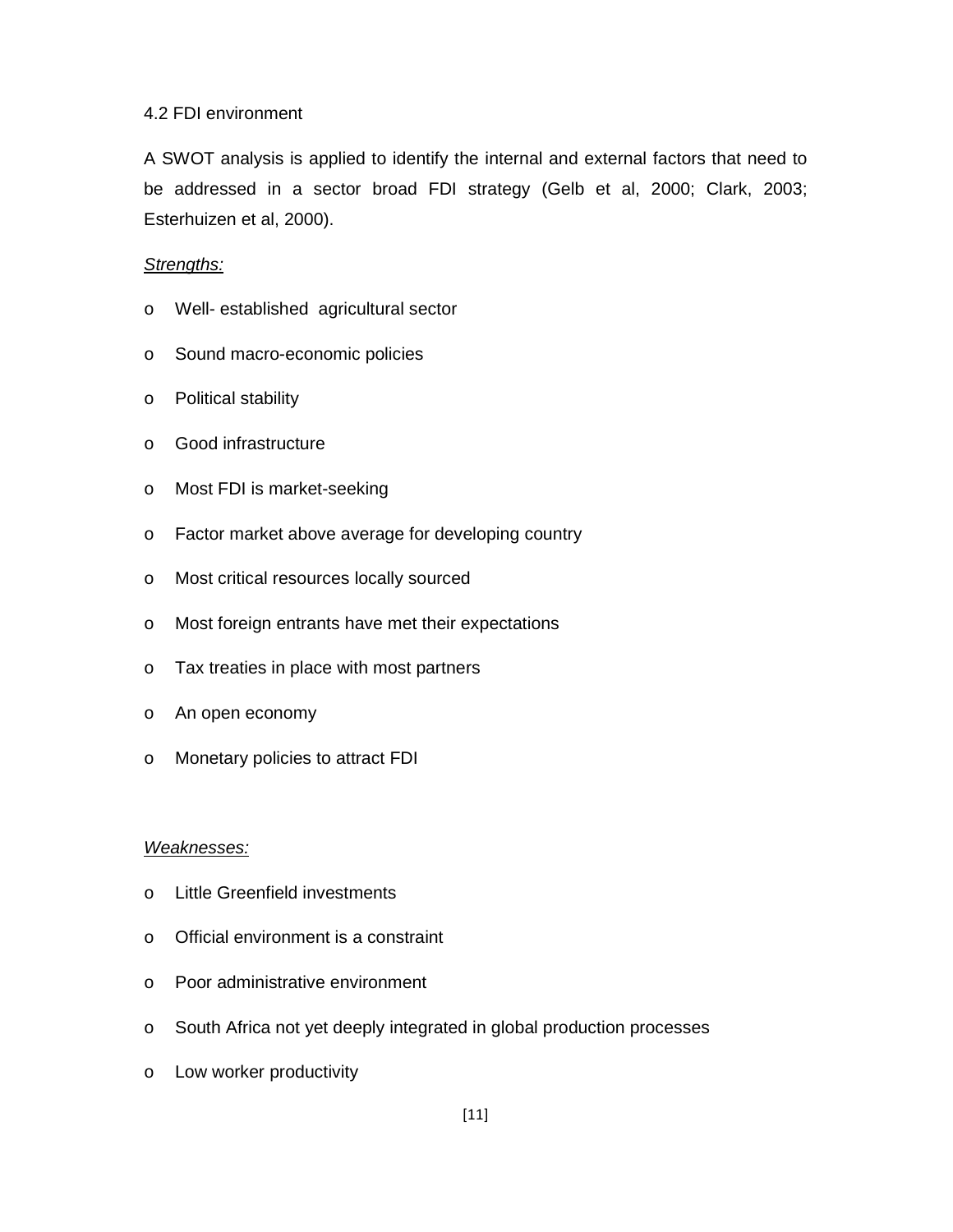### 4.2 FDI environment

A SWOT analysis is applied to identify the internal and external factors that need to be addressed in a sector broad FDI strategy (Gelb et al, 2000; Clark, 2003; Esterhuizen et al, 2000).

*Strengths:*

- Well- established agricultural sector
- Sound macro-economic policies
- Political stability
- Good infrastructure
- Most FDI is market-seeking
- Factor market above average for developing country
- Most critical resources locally sourced
- Most foreign entrants have met their expectations
- Tax treaties in place with most partners
- An open economy
- Monetary policies to attract FDI

*Weaknesses:*

- Little Greenfield investments
- Official environment is a constraint
- Poor administrative environment
- South Africa not yet deeply integrated in global production processes
- Low worker productivity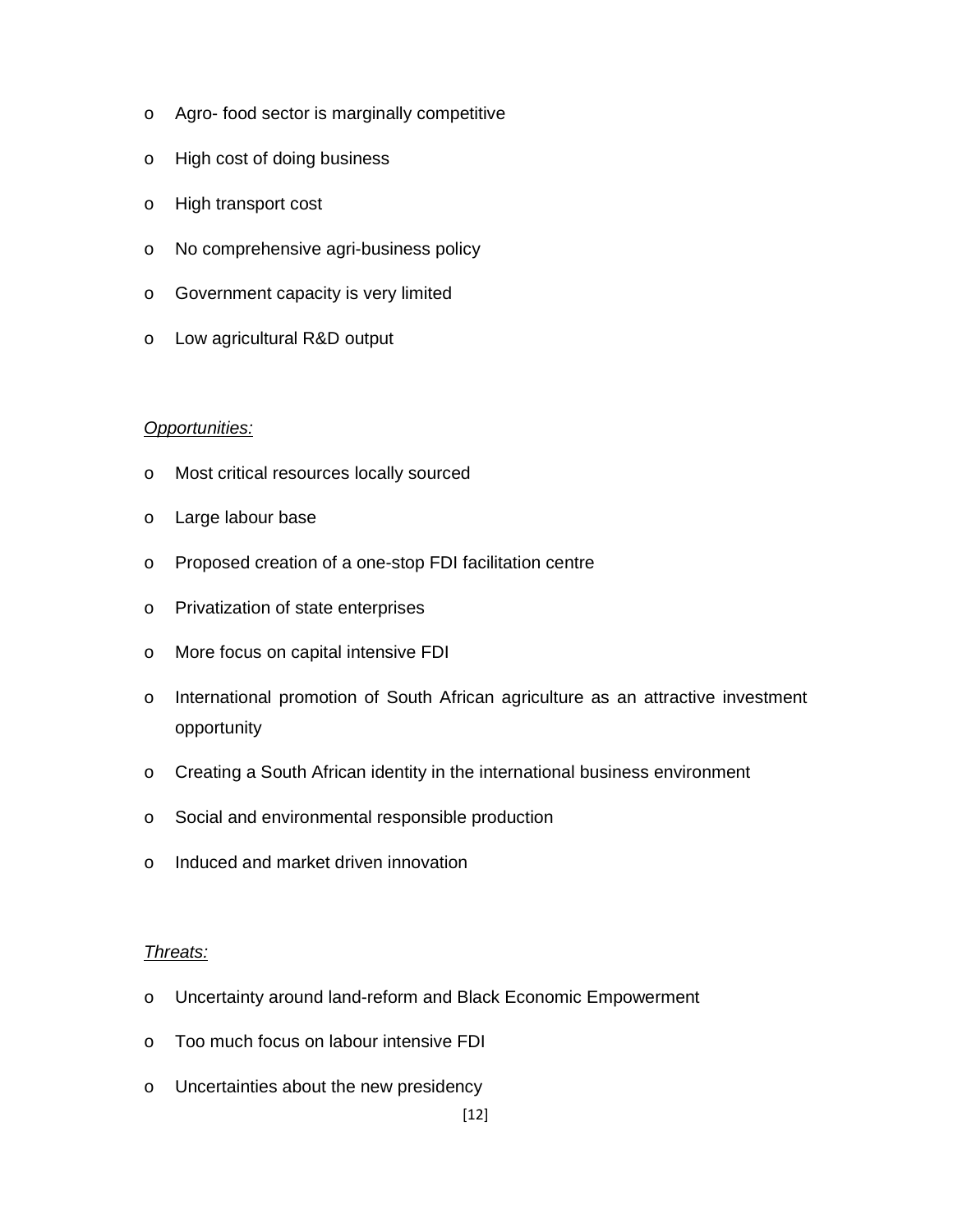- Agro- food sector is marginally competitive
- High cost of doing business
- High transport cost
- No comprehensive agri-business policy
- Government capacity is very limited
- Low agricultural R&D output

*Opportunities:*

- Most critical resources locally sourced
- Large labour base
- Proposed creation of a one-stop FDI facilitation centre
- Privatization of state enterprises
- More focus on capital intensive FDI
- International promotion of South African agriculture as an attractive investment opportunity
- Creating a South African identity in the international business environment
- Social and environmental responsible production
- Induced and market driven innovation

*Threats:*

- Uncertainty around land-reform and Black Economic Empowerment
- Too much focus on labour intensive FDI
- Uncertainties about the new presidency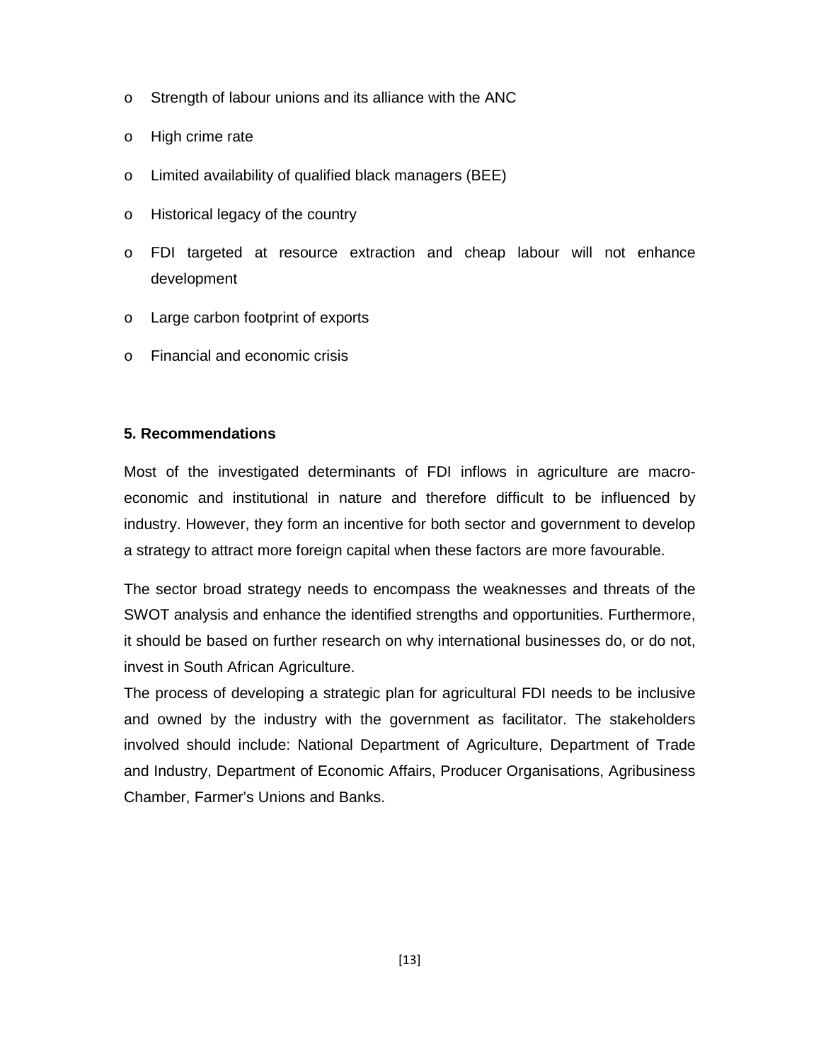- Strength of labour unions and its alliance with the ANC
- High crime rate
- Limited availability of qualified black managers (BEE)
- Historical legacy of the country
- FDI targeted at resource extraction and cheap labour will not enhance development
- Large carbon footprint of exports
- Financial and economic crisis

## 5. Recommendations

Most of the investigated determinants of FDI inflows in agriculture are macro-economic and institutional in nature and therefore difficult to be influenced by industry. However, they form an incentive for both sector and government to develop a strategy to attract more foreign capital when these factors are more favourable.

The sector broad strategy needs to encompass the weaknesses and threats of the SWOT analysis and enhance the identified strengths and opportunities. Furthermore, it should be based on further research on why international businesses do, or do not, invest in South African Agriculture.

The process of developing a strategic plan for agricultural FDI needs to be inclusive and owned by the industry with the government as facilitator. The stakeholders involved should include: National Department of Agriculture, Department of Trade and Industry, Department of Economic Affairs, Producer Organisations, Agribusiness Chamber, Farmer's Unions and Banks.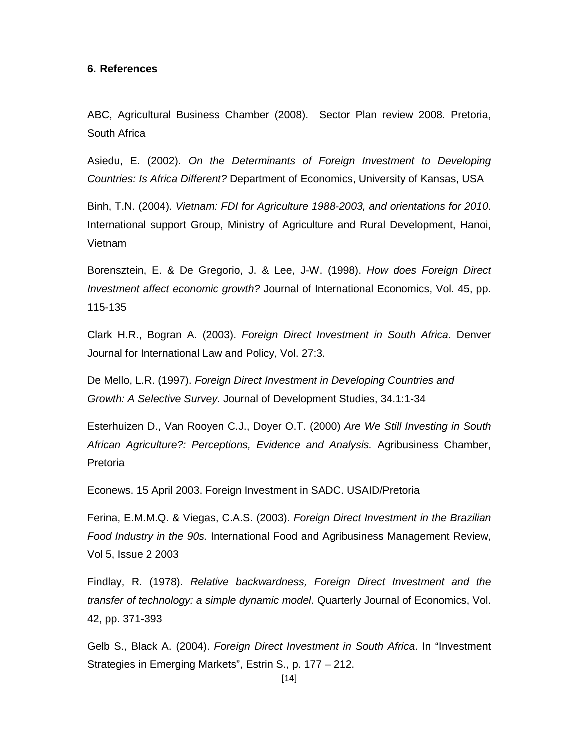## 6. References

ABC, Agricultural Business Chamber (2008). Sector Plan review 2008. Pretoria, South Africa

Asiedu, E. (2002). *On the Determinants of Foreign Investment to Developing Countries: Is Africa Different?* Department of Economics, University of Kansas, USA

Binh, T.N. (2004). *Vietnam: FDI for Agriculture 1988-2003, and orientations for 2010*. International support Group, Ministry of Agriculture and Rural Development, Hanoi, Vietnam

Borensztein, E. & De Gregorio, J. & Lee, J-W. (1998). *How does Foreign Direct Investment affect economic growth?* Journal of International Economics, Vol. 45, pp. 115-135

Clark H.R., Bogran A. (2003). *Foreign Direct Investment in South Africa.* Denver Journal for International Law and Policy, Vol. 27:3.

De Mello, L.R. (1997). *Foreign Direct Investment in Developing Countries and Growth: A Selective Survey.* Journal of Development Studies, 34.1:1-34

Esterhuizen D., Van Rooyen C.J., Doyer O.T. (2000) *Are We Still Investing in South African Agriculture?: Perceptions, Evidence and Analysis.* Agribusiness Chamber, Pretoria

Econews. 15 April 2003. Foreign Investment in SADC. USAID/Pretoria

Ferina, E.M.M.Q. & Viegas, C.A.S. (2003). *Foreign Direct Investment in the Brazilian Food Industry in the 90s.* International Food and Agribusiness Management Review, Vol 5, Issue 2 2003

Findlay, R. (1978). *Relative backwardness, Foreign Direct Investment and the transfer of technology: a simple dynamic model*. Quarterly Journal of Economics, Vol. 42, pp. 371-393

Gelb S., Black A. (2004). *Foreign Direct Investment in South Africa*. In "Investment Strategies in Emerging Markets", Estrin S., p. 177 – 212.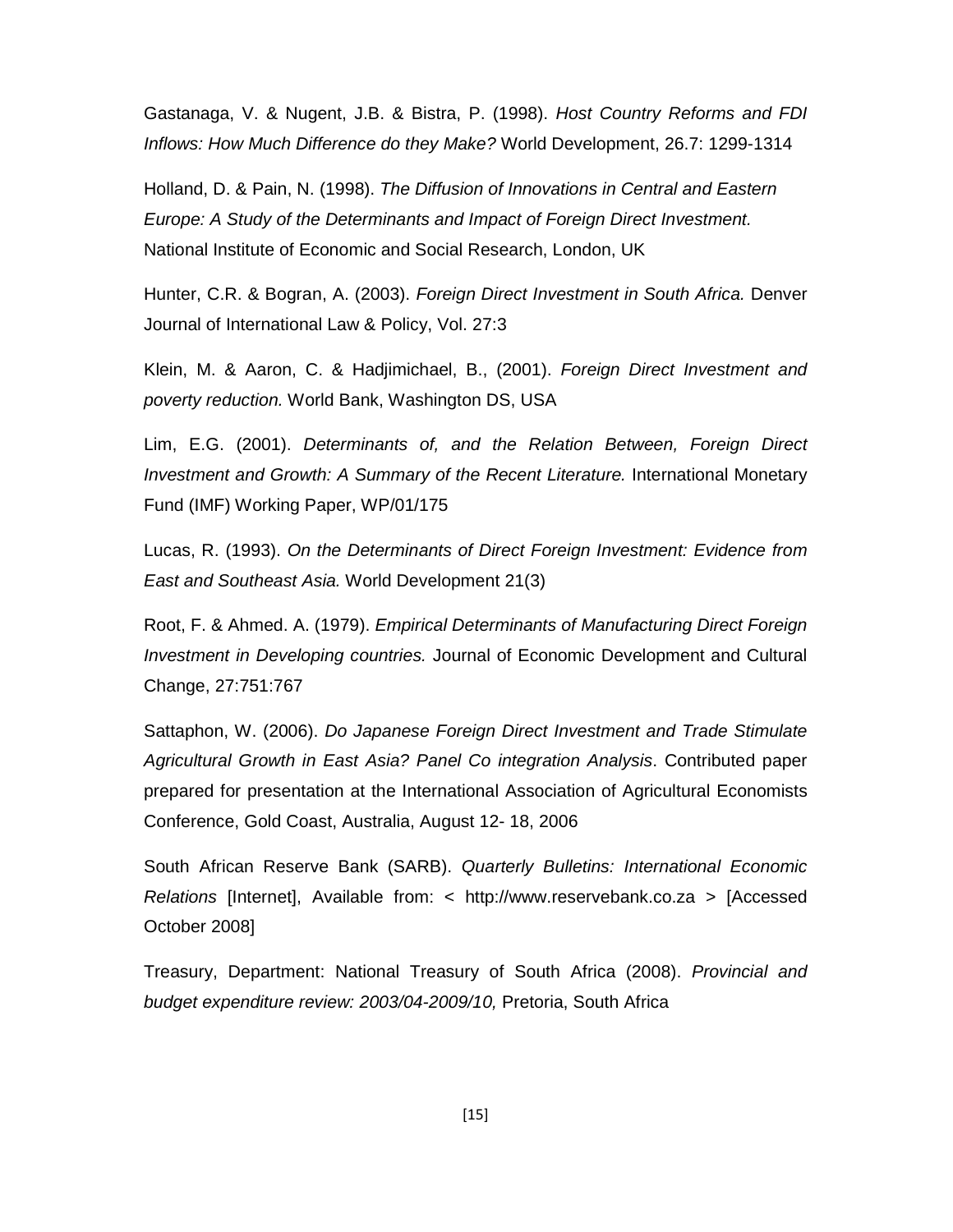Gastanaga, V. & Nugent, J.B. & Bistra, P. (1998). *Host Country Reforms and FDI Inflows: How Much Difference do they Make?* World Development, 26.7: 1299-1314

Holland, D. & Pain, N. (1998). *The Diffusion of Innovations in Central and Eastern Europe: A Study of the Determinants and Impact of Foreign Direct Investment.* National Institute of Economic and Social Research, London, UK

Hunter, C.R. & Bogran, A. (2003). *Foreign Direct Investment in South Africa.* Denver Journal of International Law & Policy, Vol. 27:3

Klein, M. & Aaron, C. & Hadjimichael, B., (2001). *Foreign Direct Investment and poverty reduction.* World Bank, Washington DS, USA

Lim, E.G. (2001). *Determinants of, and the Relation Between, Foreign Direct Investment and Growth: A Summary of the Recent Literature.* International Monetary Fund (IMF) Working Paper, WP/01/175

Lucas, R. (1993). *On the Determinants of Direct Foreign Investment: Evidence from East and Southeast Asia.* World Development 21(3)

Root, F. & Ahmed. A. (1979). *Empirical Determinants of Manufacturing Direct Foreign Investment in Developing countries.* Journal of Economic Development and Cultural Change, 27:751:767

Sattaphon, W. (2006). *Do Japanese Foreign Direct Investment and Trade Stimulate Agricultural Growth in East Asia? Panel Co integration Analysis*. Contributed paper prepared for presentation at the International Association of Agricultural Economists Conference, Gold Coast, Australia, August 12- 18, 2006

South African Reserve Bank (SARB). *Quarterly Bulletins: International Economic Relations* [Internet], Available from: < http://www.reservebank.co.za > [Accessed October 2008]

Treasury, Department: National Treasury of South Africa (2008). *Provincial and budget expenditure review: 2003/04-2009/10,* Pretoria, South Africa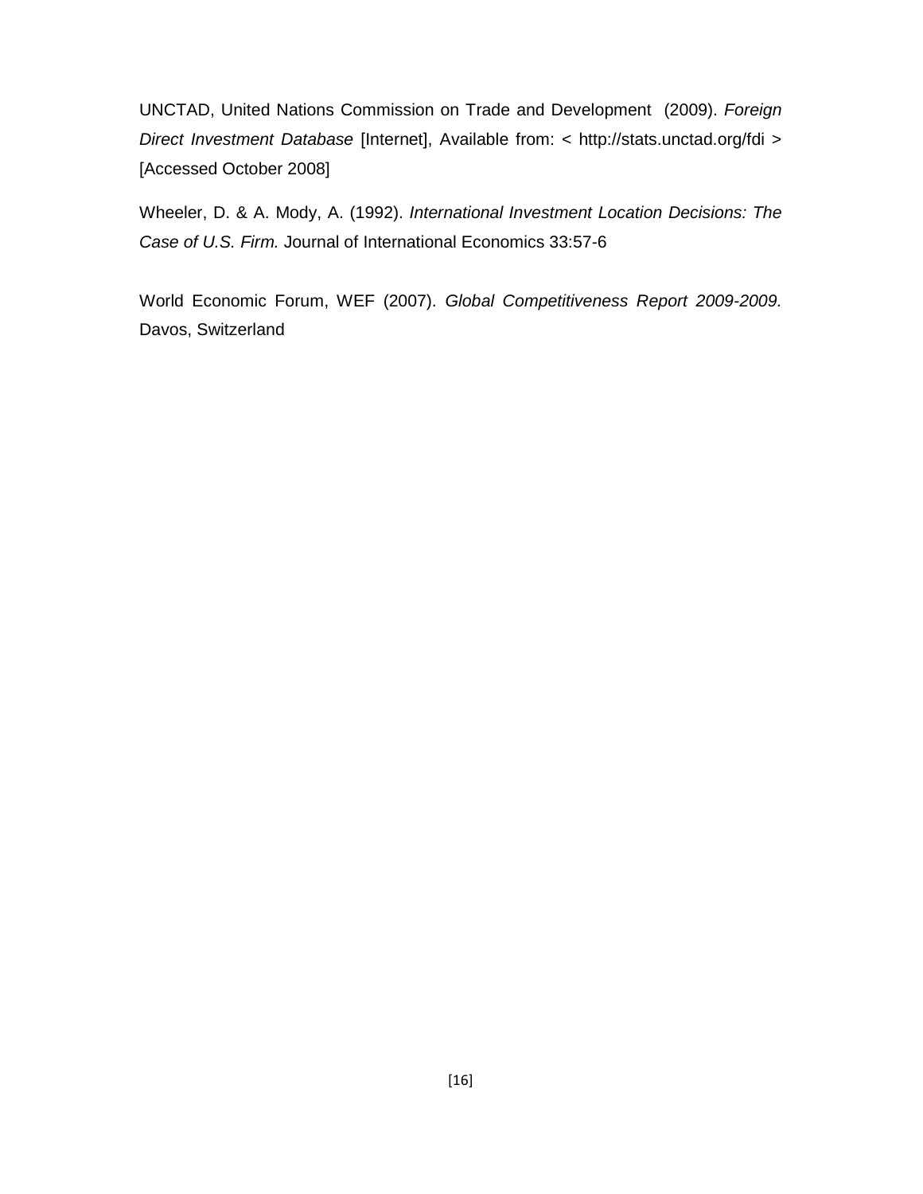UNCTAD, United Nations Commission on Trade and Development (2009). *Foreign Direct Investment Database* [Internet], Available from: < http://stats.unctad.org/fdi > [Accessed October 2008]

Wheeler, D. & A. Mody, A. (1992). *International Investment Location Decisions: The Case of U.S. Firm.* Journal of International Economics 33:57-6

World Economic Forum, WEF (2007). *Global Competitiveness Report 2009-2009.* Davos, Switzerland